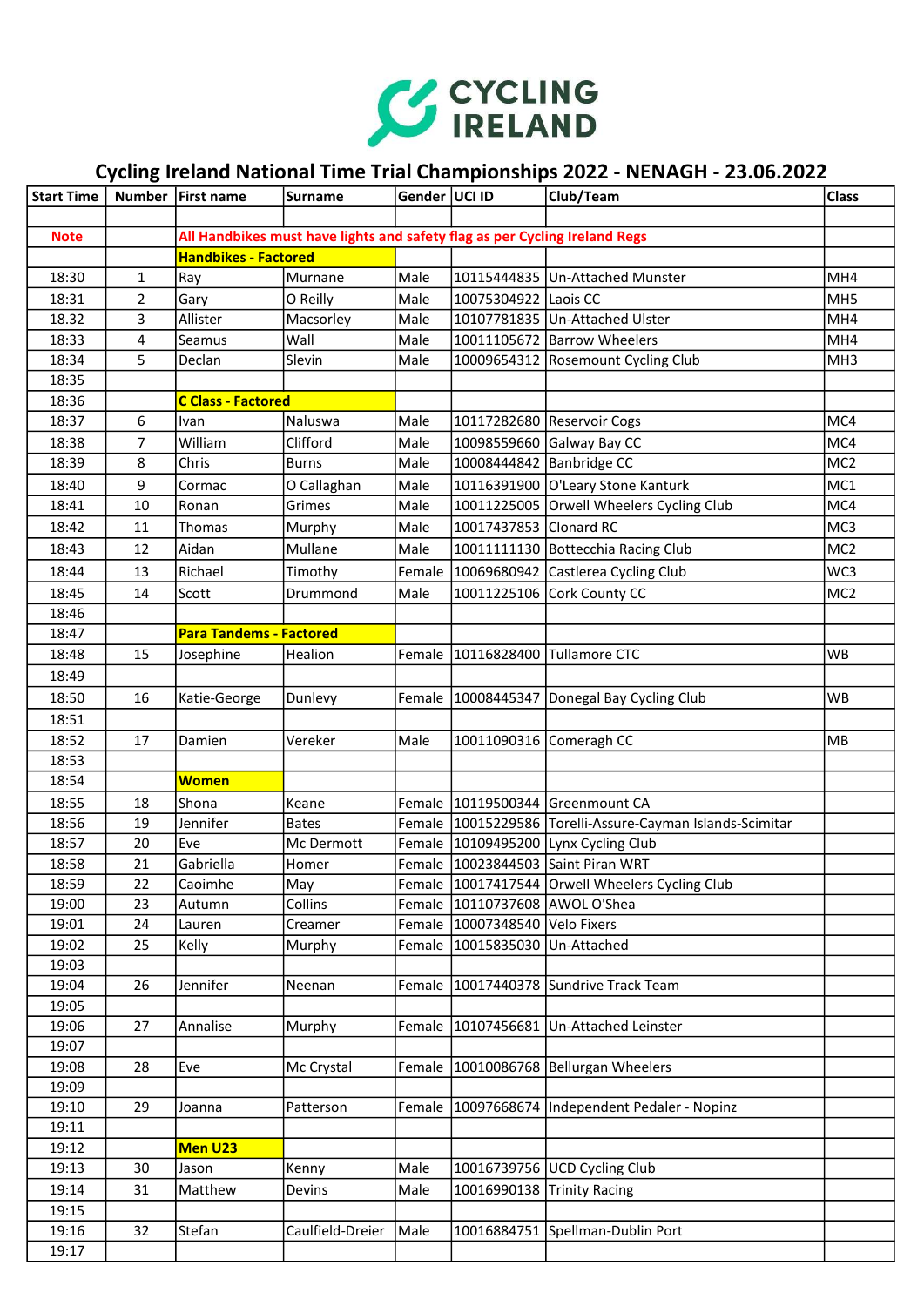CYCLING IRELAND

# Cycling Ireland National Time Trial Championships 2022 - NENAGH - 23.06.2022

| Start Time | Number | First name | Surname | Gender | UCI ID | Club/Team | Class |
|---|---|---|---|---|---|---|---|
| | | | | | | | |
| Note | | All Handbikes must have lights and safety flag as per Cycling Ireland Regs | | | | | |
| | | Handbikes - Factored | | | | | |
| 18:30 | 1 | Ray | Murnane | Male | 10115444835 | Un-Attached Munster | MH4 |
| 18:31 | 2 | Gary | O Reilly | Male | 10075304922 | Laois CC | MH5 |
| 18.32 | 3 | Allister | Macsorley | Male | 10107781835 | Un-Attached Ulster | MH4 |
| 18:33 | 4 | Seamus | Wall | Male | 10011105672 | Barrow Wheelers | MH4 |
| 18:34 | 5 | Declan | Slevin | Male | 10009654312 | Rosemount Cycling Club | MH3 |
| 18:35 | | | | | | | |
| 18:36 | | C Class - Factored | | | | | |
| 18:37 | 6 | Ivan | Naluswa | Male | 10117282680 | Reservoir Cogs | MC4 |
| 18:38 | 7 | William | Clifford | Male | 10098559660 | Galway Bay CC | MC4 |
| 18:39 | 8 | Chris | Burns | Male | 10008444842 | Banbridge CC | MC2 |
| 18:40 | 9 | Cormac | O Callaghan | Male | 10116391900 | O'Leary Stone Kanturk | MC1 |
| 18:41 | 10 | Ronan | Grimes | Male | 10011225005 | Orwell Wheelers Cycling Club | MC4 |
| 18:42 | 11 | Thomas | Murphy | Male | 10017437853 | Clonard RC | MC3 |
| 18:43 | 12 | Aidan | Mullane | Male | 10011111130 | Bottecchia Racing Club | MC2 |
| 18:44 | 13 | Richael | Timothy | Female | 10069680942 | Castlerea Cycling Club | WC3 |
| 18:45 | 14 | Scott | Drummond | Male | 10011225106 | Cork County CC | MC2 |
| 18:46 | | | | | | | |
| 18:47 | | Para Tandems - Factored | | | | | |
| 18:48 | 15 | Josephine | Healion | Female | 10116828400 | Tullamore CTC | WB |
| 18:49 | | | | | | | |
| 18:50 | 16 | Katie-George | Dunlevy | Female | 10008445347 | Donegal Bay Cycling Club | WB |
| 18:51 | | | | | | | |
| 18:52 | 17 | Damien | Vereker | Male | 10011090316 | Comeragh CC | MB |
| 18:53 | | | | | | | |
| 18:54 | | Women | | | | | |
| 18:55 | 18 | Shona | Keane | Female | 10119500344 | Greenmount CA | |
| 18:56 | 19 | Jennifer | Bates | Female | 10015229586 | Torelli-Assure-Cayman Islands-Scimitar | |
| 18:57 | 20 | Eve | Mc Dermott | Female | 10109495200 | Lynx Cycling Club | |
| 18:58 | 21 | Gabriella | Homer | Female | 10023844503 | Saint Piran WRT | |
| 18:59 | 22 | Caoimhe | May | Female | 10017417544 | Orwell Wheelers Cycling Club | |
| 19:00 | 23 | Autumn | Collins | Female | 10110737608 | AWOL O'Shea | |
| 19:01 | 24 | Lauren | Creamer | Female | 10007348540 | Velo Fixers | |
| 19:02 | 25 | Kelly | Murphy | Female | 10015835030 | Un-Attached | |
| 19:03 | | | | | | | |
| 19:04 | 26 | Jennifer | Neenan | Female | 10017440378 | Sundrive Track Team | |
| 19:05 | | | | | | | |
| 19:06 | 27 | Annalise | Murphy | Female | 10107456681 | Un-Attached Leinster | |
| 19:07 | | | | | | | |
| 19:08 | 28 | Eve | Mc Crystal | Female | 10010086768 | Bellurgan Wheelers | |
| 19:09 | | | | | | | |
| 19:10 | 29 | Joanna | Patterson | Female | 10097668674 | Independent Pedaler - Nopinz | |
| 19:11 | | | | | | | |
| 19:12 | | Men U23 | | | | | |
| 19:13 | 30 | Jason | Kenny | Male | 10016739756 | UCD Cycling Club | |
| 19:14 | 31 | Matthew | Devins | Male | 10016990138 | Trinity Racing | |
| 19:15 | | | | | | | |
| 19:16 | 32 | Stefan | Caulfield-Dreier | Male | 10016884751 | Spellman-Dublin Port | |
| 19:17 | | | | | | | |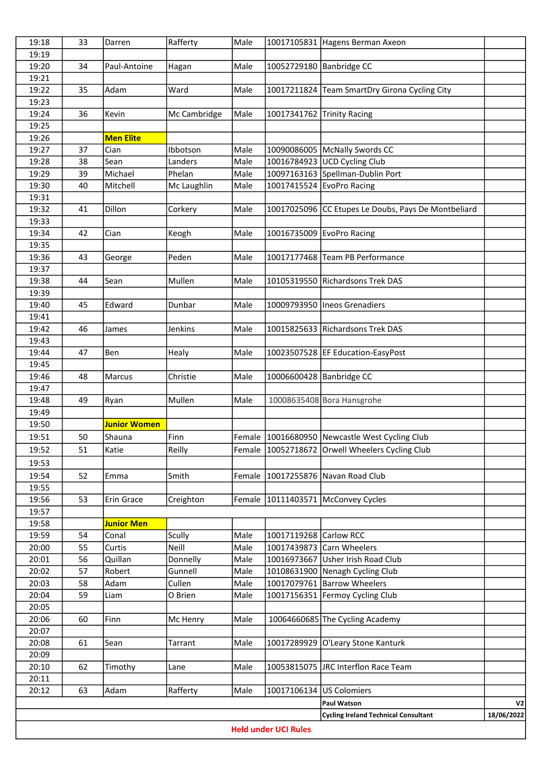| | | | | | | | |
|---|---|---|---|---|---|---|---|
| 19:18 | 33 | Darren | Rafferty | Male | 10017105831 | Hagens Berman Axeon | |
| 19:19 | | | | | | | |
| 19:20 | 34 | Paul-Antoine | Hagan | Male | 10052729180 | Banbridge CC | |
| 19:21 | | | | | | | |
| 19:22 | 35 | Adam | Ward | Male | 10017211824 | Team SmartDry Girona Cycling City | |
| 19:23 | | | | | | | |
| 19:24 | 36 | Kevin | Mc Cambridge | Male | 10017341762 | Trinity Racing | |
| 19:25 | | | | | | | |
| 19:26 | | **Men Elite** | | | | | |
| 19:27 | 37 | Cian | Ibbotson | Male | 10090086005 | McNally Swords CC | |
| 19:28 | 38 | Sean | Landers | Male | 10016784923 | UCD Cycling Club | |
| 19:29 | 39 | Michael | Phelan | Male | 10097163163 | Spellman-Dublin Port | |
| 19:30 | 40 | Mitchell | Mc Laughlin | Male | 10017415524 | EvoPro Racing | |
| 19:31 | | | | | | | |
| 19:32 | 41 | Dillon | Corkery | Male | 10017025096 | CC Etupes Le Doubs, Pays De Montbeliard | |
| 19:33 | | | | | | | |
| 19:34 | 42 | Cian | Keogh | Male | 10016735009 | EvoPro Racing | |
| 19:35 | | | | | | | |
| 19:36 | 43 | George | Peden | Male | 10017177468 | Team PB Performance | |
| 19:37 | | | | | | | |
| 19:38 | 44 | Sean | Mullen | Male | 10105319550 | Richardsons Trek DAS | |
| 19:39 | | | | | | | |
| 19:40 | 45 | Edward | Dunbar | Male | 10009793950 | Ineos Grenadiers | |
| 19:41 | | | | | | | |
| 19:42 | 46 | James | Jenkins | Male | 10015825633 | Richardsons Trek DAS | |
| 19:43 | | | | | | | |
| 19:44 | 47 | Ben | Healy | Male | 10023507528 | EF Education-EasyPost | |
| 19:45 | | | | | | | |
| 19:46 | 48 | Marcus | Christie | Male | 10006600428 | Banbridge CC | |
| 19:47 | | | | | | | |
| 19:48 | 49 | Ryan | Mullen | Male | 10008635408 | Bora Hansgrohe | |
| 19:49 | | | | | | | |
| 19:50 | | **Junior Women** | | | | | |
| 19:51 | 50 | Shauna | Finn | Female | 10016680950 | Newcastle West Cycling Club | |
| 19:52 | 51 | Katie | Reilly | Female | 10052718672 | Orwell Wheelers Cycling Club | |
| 19:53 | | | | | | | |
| 19:54 | 52 | Emma | Smith | Female | 10017255876 | Navan Road Club | |
| 19:55 | | | | | | | |
| 19:56 | 53 | Erin Grace | Creighton | Female | 10111403571 | McConvey Cycles | |
| 19:57 | | | | | | | |
| 19:58 | | **Junior Men** | | | | | |
| 19:59 | 54 | Conal | Scully | Male | 10017119268 | Carlow RCC | |
| 20:00 | 55 | Curtis | Neill | Male | 10017439873 | Carn Wheelers | |
| 20:01 | 56 | Quillan | Donnelly | Male | 10016973667 | Usher Irish Road Club | |
| 20:02 | 57 | Robert | Gunnell | Male | 10108631900 | Nenagh Cycling Club | |
| 20:03 | 58 | Adam | Cullen | Male | 10017079761 | Barrow Wheelers | |
| 20:04 | 59 | Liam | O Brien | Male | 10017156351 | Fermoy Cycling Club | |
| 20:05 | | | | | | | |
| 20:06 | 60 | Finn | Mc Henry | Male | 10064660685 | The Cycling Academy | |
| 20:07 | | | | | | | |
| 20:08 | 61 | Sean | Tarrant | Male | 10017289929 | O'Leary Stone Kanturk | |
| 20:09 | | | | | | | |
| 20:10 | 62 | Timothy | Lane | Male | 10053815075 | JRC Interflon Race Team | |
| 20:11 | | | | | | | |
| 20:12 | 63 | Adam | Rafferty | Male | 10017106134 | US Colomiers | |
| | | | | | | **Paul Watson** | **V2** |
| | | | | | | **Cycling Ireland Technical Consultant** | **18/06/2022** |

**Held under UCI Rules**